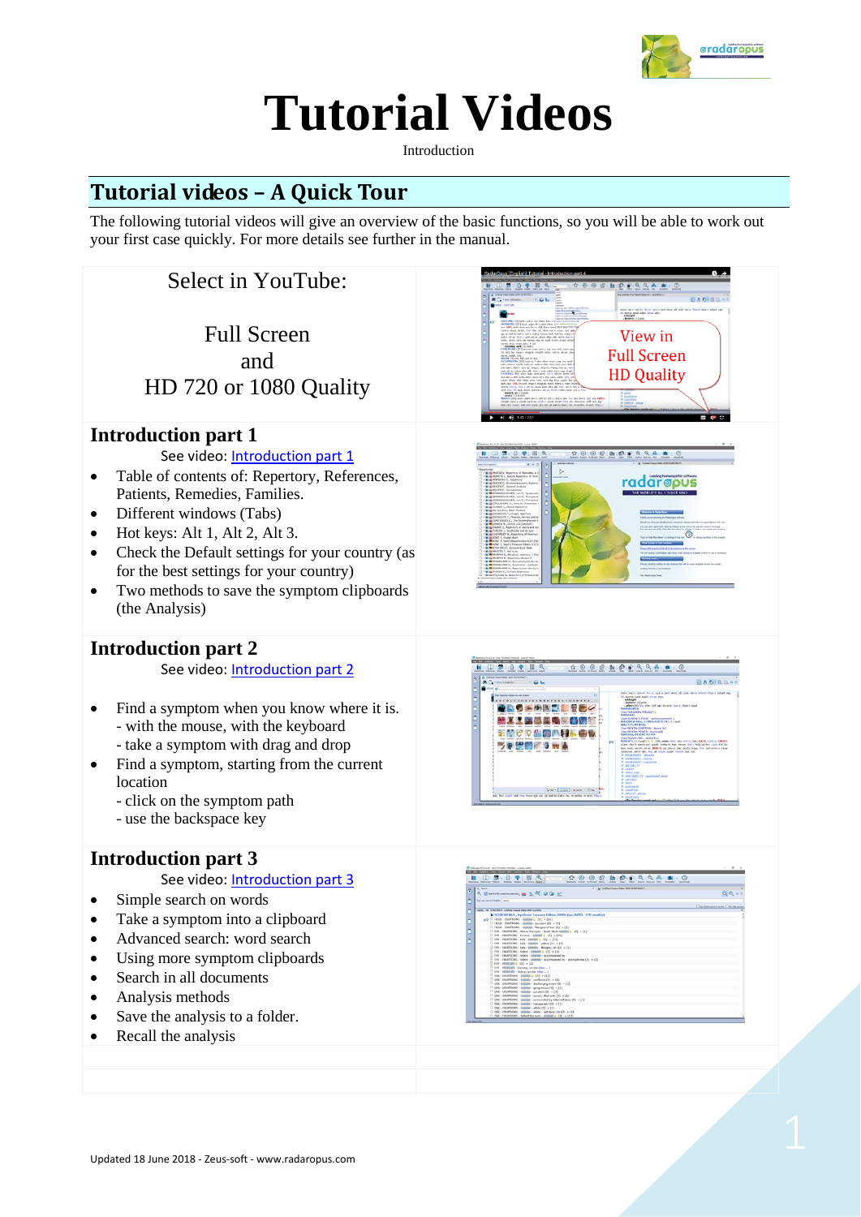# Tutorial Videos

Introduction

## Tutorial videos – A Quick Tour

The following tutorial videos will give an overview of the basic functions, so you will be able to work out your first case quickly. For more details see further in the manual.

Select in YouTube:

Full Screen
and
HD 720 or 1080 Quality

### Introduction part 1

See video: Introduction part 1

- Table of contents of: Repertory, References, Patients, Remedies, Families.
- Different windows (Tabs)
- Hot keys: Alt 1, Alt 2, Alt 3.
- Check the Default settings for your country (as for the best settings for your country)
- Two methods to save the symptom clipboards (the Analysis)

### Introduction part 2

See video: Introduction part 2

- Find a symptom when you know where it is.
  - with the mouse, with the keyboard
  - take a symptom with drag and drop
- Find a symptom, starting from the current location
  - click on the symptom path
  - use the backspace key

### Introduction part 3

See video: Introduction part 3

- Simple search on words
- Take a symptom into a clipboard
- Advanced search: word search
- Using more symptom clipboards
- Search in all documents
- Analysis methods
- Save the analysis to a folder.
- Recall the analysis

Updated 18 June 2018 - Zeus-soft - www.radaropus.com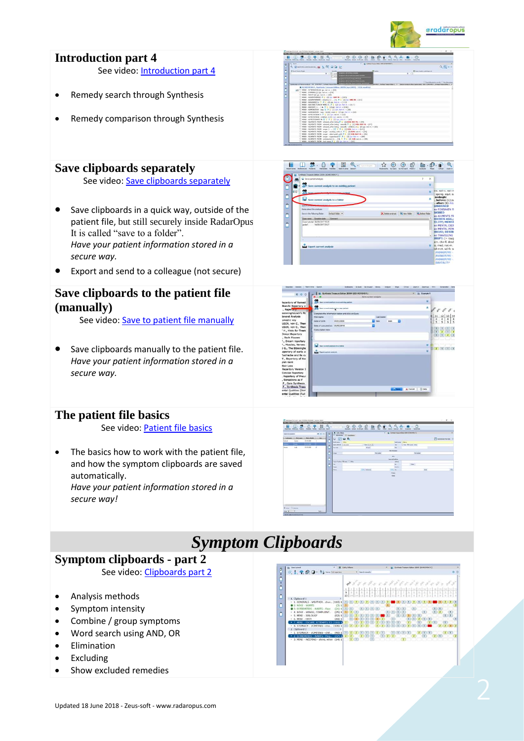## Introduction part 4

See video: Introduction part 4

- Remedy search through Synthesis
- Remedy comparison through Synthesis

## Save clipboards separately

See video: Save clipboards separately

- Save clipboards in a quick way, outside of the patient file, but still securely inside RadarOpus. It is called "save to a folder".
  *Have your patient information stored in a secure way.*
- Export and send to a colleague (not secure)

## Save clipboards to the patient file (manually)

See video: Save to patient file manually

- Save clipboards manually to the patient file.
  *Have your patient information stored in a secure way.*

## The patient file basics

See video: Patient file basics

- The basics how to work with the patient file, and how the symptom clipboards are saved automatically.
  *Have your patient information stored in a secure way!*

# Symptom Clipboards

## Symptom clipboards - part 2

See video: Clipboards part 2

- Analysis methods
- Symptom intensity
- Combine / group symptoms
- Word search using AND, OR
- Elimination
- Excluding
- Show excluded remedies

Updated 18 June 2018 - Zeus-soft - www.radaropus.com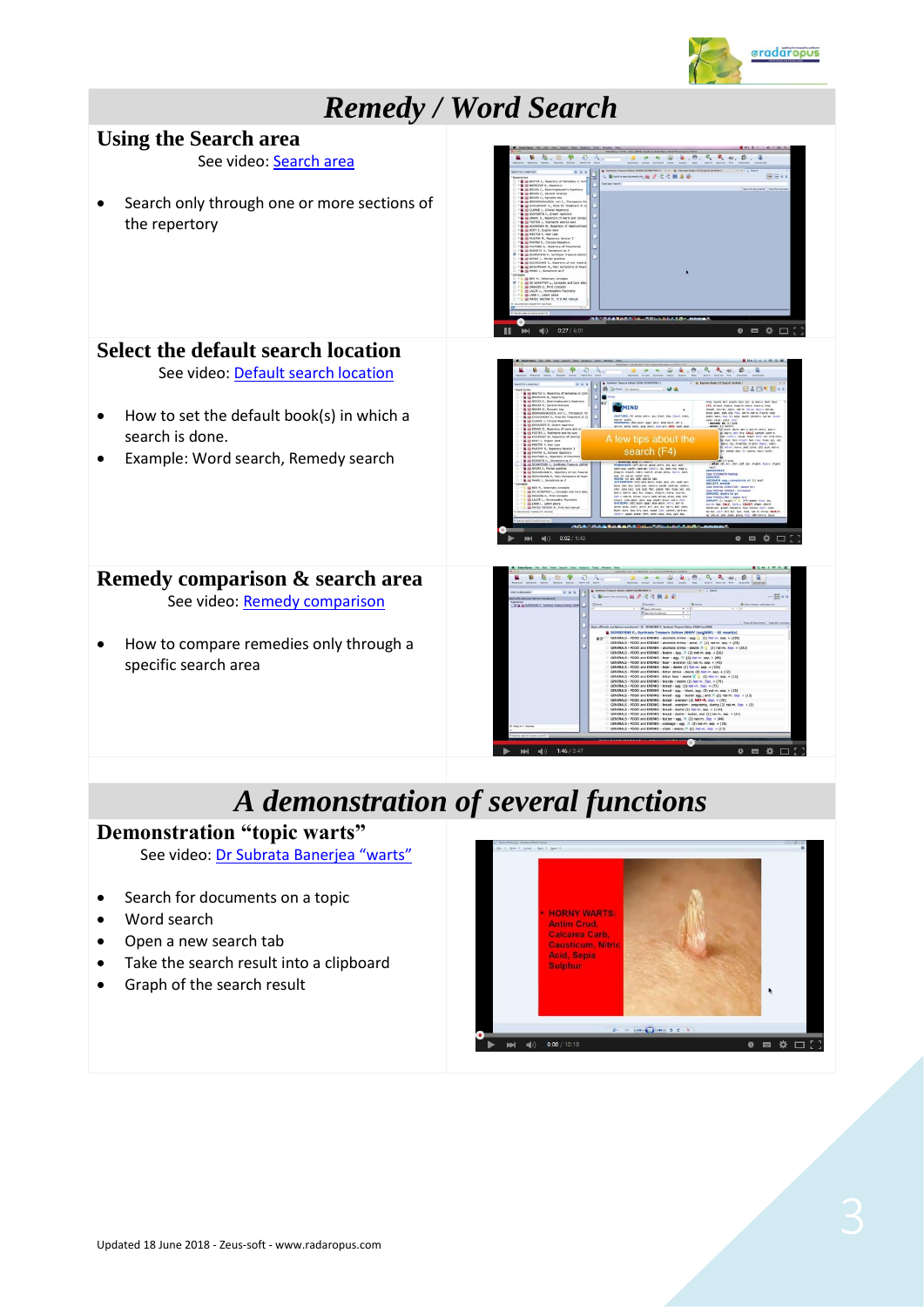# Remedy / Word Search

## Using the Search area

See video: Search area

- Search only through one or more sections of the repertory

## Select the default search location

See video: Default search location

- How to set the default book(s) in which a search is done.
- Example: Word search, Remedy search

## Remedy comparison & search area

See video: Remedy comparison

- How to compare remedies only through a specific search area

# A demonstration of several functions

## Demonstration "topic warts"

See video: Dr Subrata Banerjea "warts"

- Search for documents on a topic
- Word search
- Open a new search tab
- Take the search result into a clipboard
- Graph of the search result

Updated 18 June 2018 - Zeus-soft - www.radaropus.com